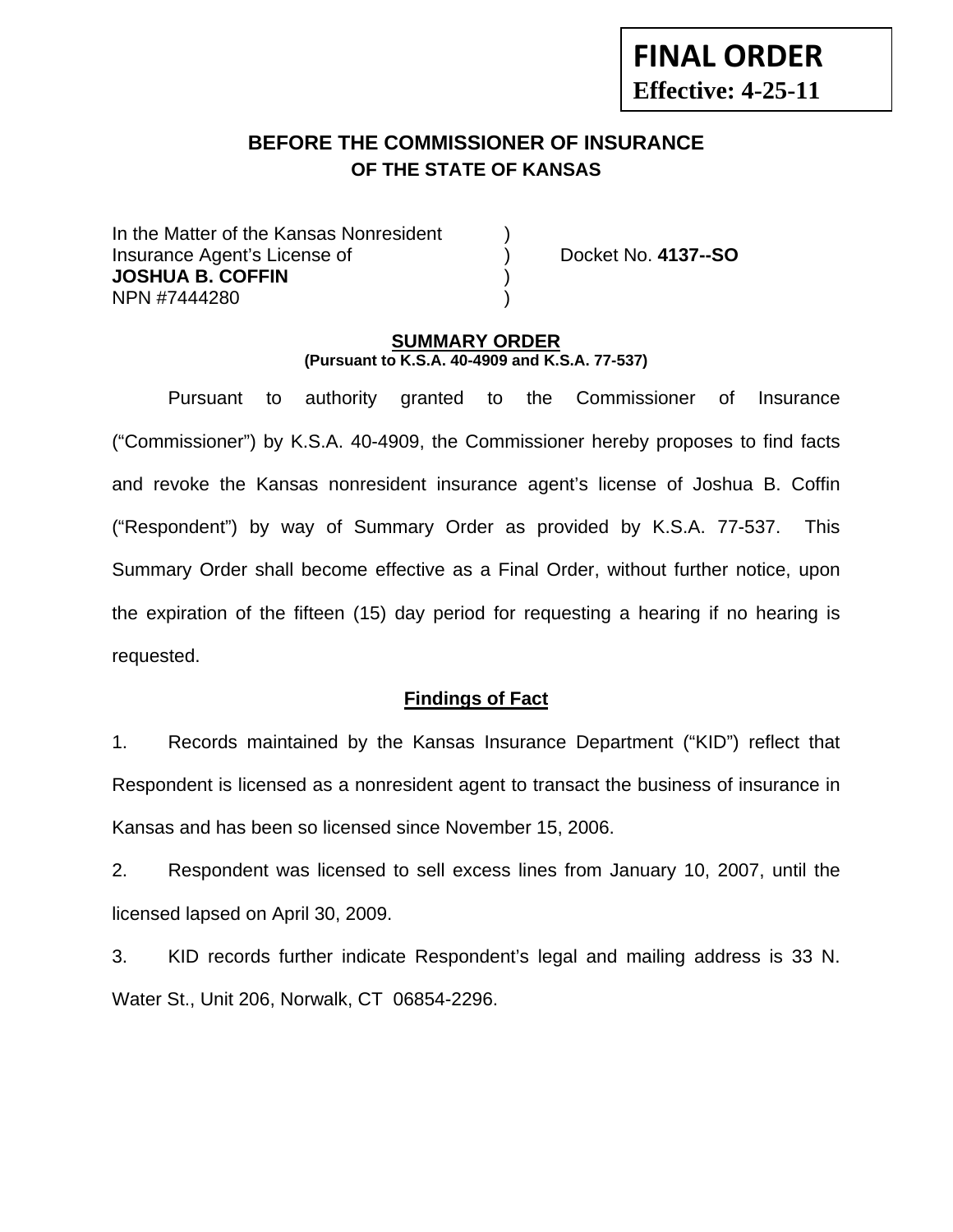**FINAL ORDER**
**Effective: 4-25-11**

# BEFORE THE COMMISSIONER OF INSURANCE
## OF THE STATE OF KANSAS

In the Matter of the Kansas Nonresident )
Insurance Agent's License of ) Docket No. **4137--SO**
**JOSHUA B. COFFIN** )
NPN #7444280 )

### SUMMARY ORDER
**(Pursuant to K.S.A. 40-4909 and K.S.A. 77-537)**

Pursuant to authority granted to the Commissioner of Insurance ("Commissioner") by K.S.A. 40-4909, the Commissioner hereby proposes to find facts and revoke the Kansas nonresident insurance agent's license of Joshua B. Coffin ("Respondent") by way of Summary Order as provided by K.S.A. 77-537. This Summary Order shall become effective as a Final Order, without further notice, upon the expiration of the fifteen (15) day period for requesting a hearing if no hearing is requested.

### Findings of Fact

1. Records maintained by the Kansas Insurance Department ("KID") reflect that Respondent is licensed as a nonresident agent to transact the business of insurance in Kansas and has been so licensed since November 15, 2006.

2. Respondent was licensed to sell excess lines from January 10, 2007, until the licensed lapsed on April 30, 2009.

3. KID records further indicate Respondent's legal and mailing address is 33 N. Water St., Unit 206, Norwalk, CT 06854-2296.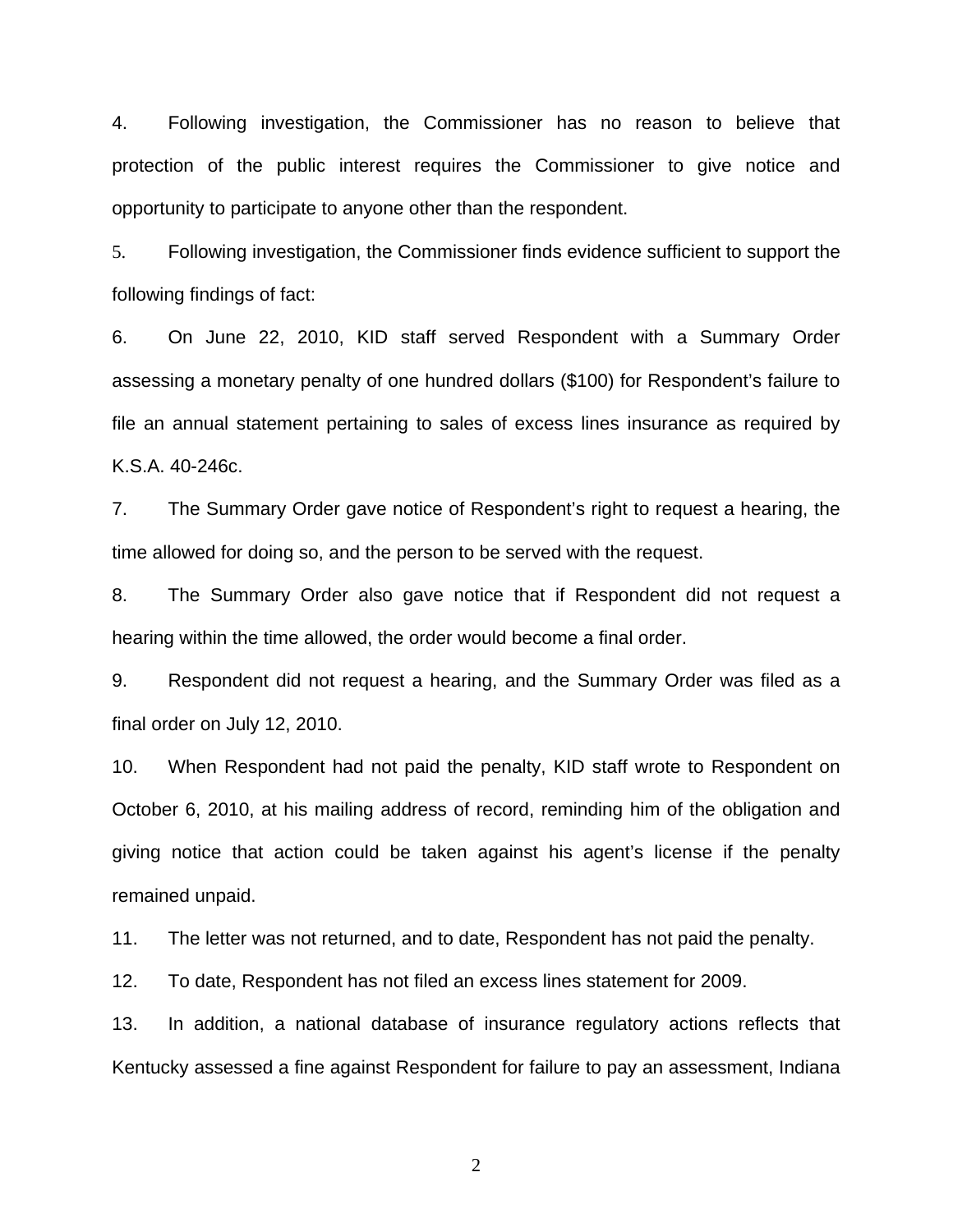4. Following investigation, the Commissioner has no reason to believe that protection of the public interest requires the Commissioner to give notice and opportunity to participate to anyone other than the respondent.

5. Following investigation, the Commissioner finds evidence sufficient to support the following findings of fact:

6. On June 22, 2010, KID staff served Respondent with a Summary Order assessing a monetary penalty of one hundred dollars ($100) for Respondent's failure to file an annual statement pertaining to sales of excess lines insurance as required by K.S.A. 40-246c.

7. The Summary Order gave notice of Respondent's right to request a hearing, the time allowed for doing so, and the person to be served with the request.

8. The Summary Order also gave notice that if Respondent did not request a hearing within the time allowed, the order would become a final order.

9. Respondent did not request a hearing, and the Summary Order was filed as a final order on July 12, 2010.

10. When Respondent had not paid the penalty, KID staff wrote to Respondent on October 6, 2010, at his mailing address of record, reminding him of the obligation and giving notice that action could be taken against his agent's license if the penalty remained unpaid.

11. The letter was not returned, and to date, Respondent has not paid the penalty.

12. To date, Respondent has not filed an excess lines statement for 2009.

13. In addition, a national database of insurance regulatory actions reflects that Kentucky assessed a fine against Respondent for failure to pay an assessment, Indiana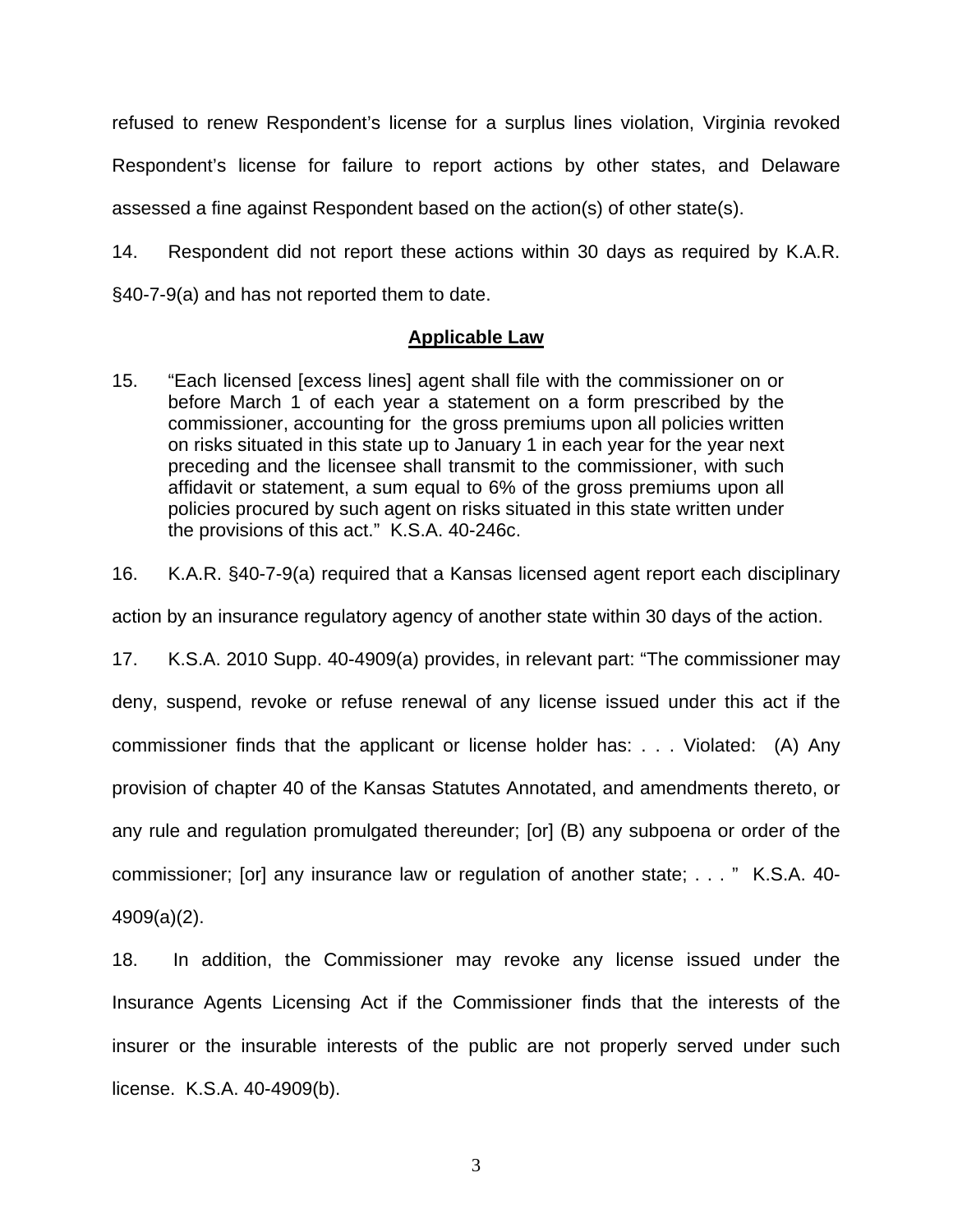refused to renew Respondent's license for a surplus lines violation, Virginia revoked Respondent's license for failure to report actions by other states, and Delaware assessed a fine against Respondent based on the action(s) of other state(s).

14. Respondent did not report these actions within 30 days as required by K.A.R. §40-7-9(a) and has not reported them to date.

## **Applicable Law**

15. "Each licensed [excess lines] agent shall file with the commissioner on or before March 1 of each year a statement on a form prescribed by the commissioner, accounting for the gross premiums upon all policies written on risks situated in this state up to January 1 in each year for the year next preceding and the licensee shall transmit to the commissioner, with such affidavit or statement, a sum equal to 6% of the gross premiums upon all policies procured by such agent on risks situated in this state written under the provisions of this act." K.S.A. 40-246c.

16. K.A.R. §40-7-9(a) required that a Kansas licensed agent report each disciplinary action by an insurance regulatory agency of another state within 30 days of the action.

17. K.S.A. 2010 Supp. 40-4909(a) provides, in relevant part: "The commissioner may deny, suspend, revoke or refuse renewal of any license issued under this act if the commissioner finds that the applicant or license holder has: . . . Violated: (A) Any provision of chapter 40 of the Kansas Statutes Annotated, and amendments thereto, or any rule and regulation promulgated thereunder; [or] (B) any subpoena or order of the commissioner; [or] any insurance law or regulation of another state; . . . " K.S.A. 40-4909(a)(2).

18. In addition, the Commissioner may revoke any license issued under the Insurance Agents Licensing Act if the Commissioner finds that the interests of the insurer or the insurable interests of the public are not properly served under such license. K.S.A. 40-4909(b).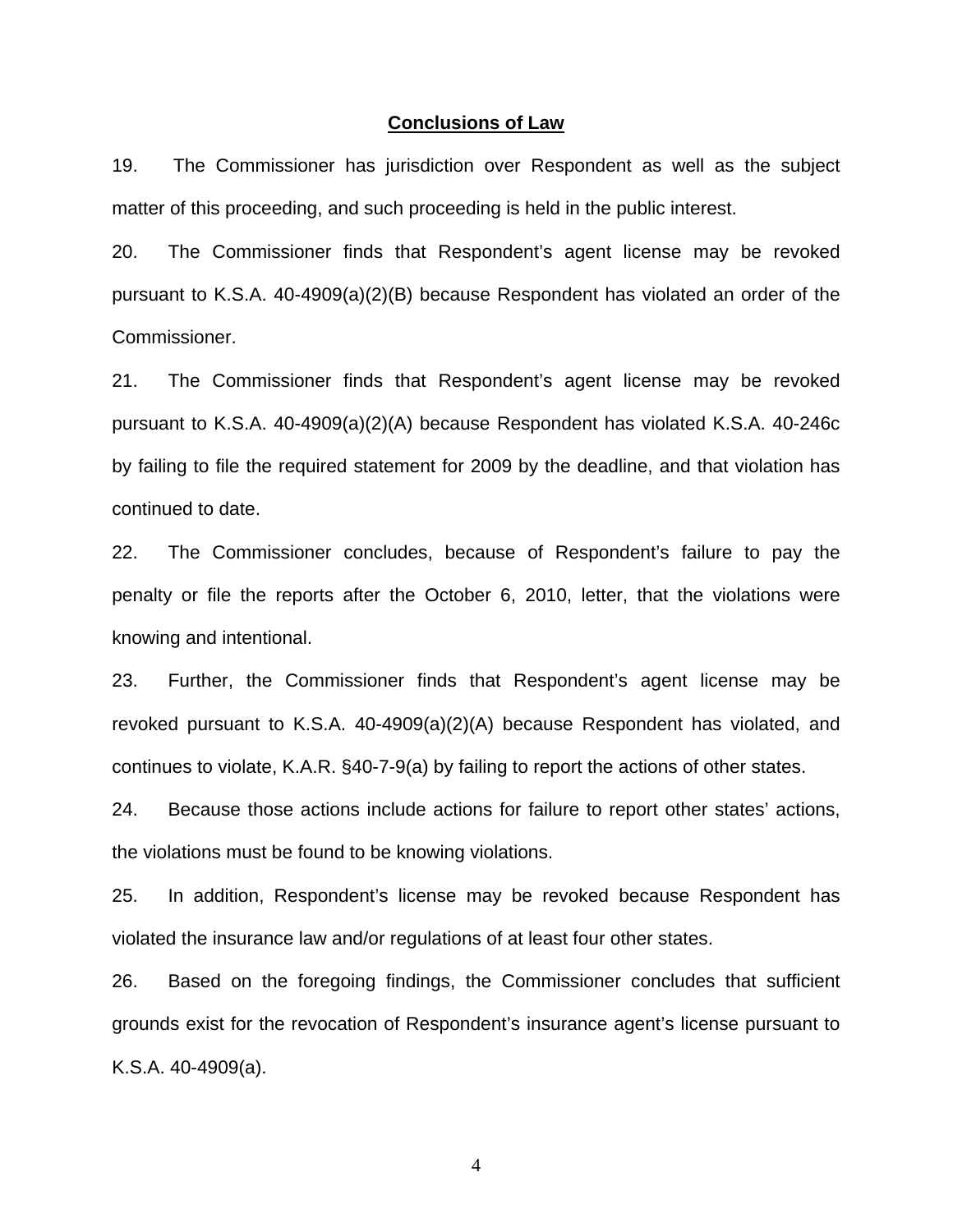## Conclusions of Law

19. The Commissioner has jurisdiction over Respondent as well as the subject matter of this proceeding, and such proceeding is held in the public interest.

20. The Commissioner finds that Respondent's agent license may be revoked pursuant to K.S.A. 40-4909(a)(2)(B) because Respondent has violated an order of the Commissioner.

21. The Commissioner finds that Respondent's agent license may be revoked pursuant to K.S.A. 40-4909(a)(2)(A) because Respondent has violated K.S.A. 40-246c by failing to file the required statement for 2009 by the deadline, and that violation has continued to date.

22. The Commissioner concludes, because of Respondent's failure to pay the penalty or file the reports after the October 6, 2010, letter, that the violations were knowing and intentional.

23. Further, the Commissioner finds that Respondent's agent license may be revoked pursuant to K.S.A. 40-4909(a)(2)(A) because Respondent has violated, and continues to violate, K.A.R. §40-7-9(a) by failing to report the actions of other states.

24. Because those actions include actions for failure to report other states' actions, the violations must be found to be knowing violations.

25. In addition, Respondent's license may be revoked because Respondent has violated the insurance law and/or regulations of at least four other states.

26. Based on the foregoing findings, the Commissioner concludes that sufficient grounds exist for the revocation of Respondent's insurance agent's license pursuant to K.S.A. 40-4909(a).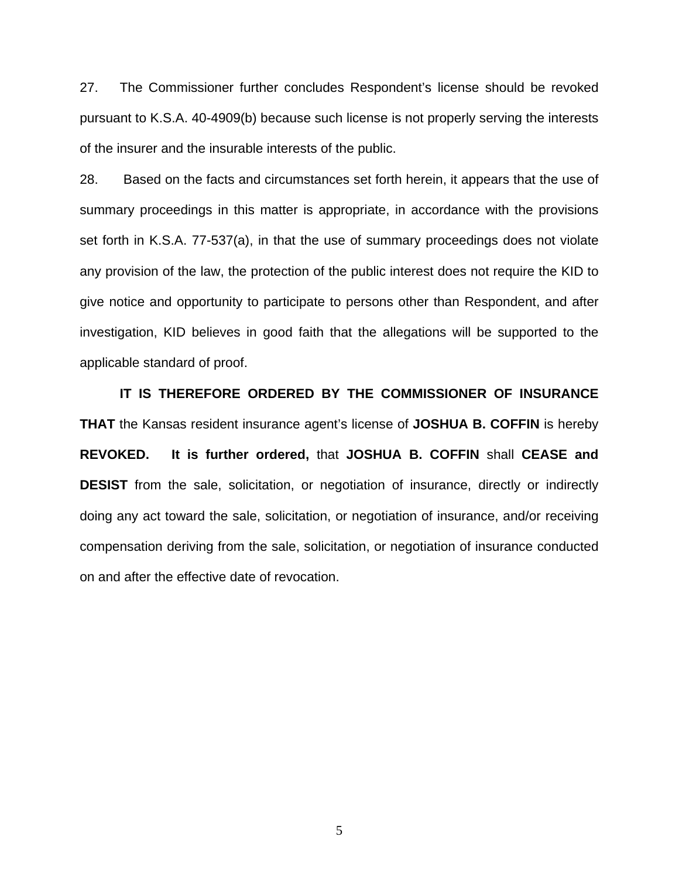27. The Commissioner further concludes Respondent's license should be revoked pursuant to K.S.A. 40-4909(b) because such license is not properly serving the interests of the insurer and the insurable interests of the public.

28. Based on the facts and circumstances set forth herein, it appears that the use of summary proceedings in this matter is appropriate, in accordance with the provisions set forth in K.S.A. 77-537(a), in that the use of summary proceedings does not violate any provision of the law, the protection of the public interest does not require the KID to give notice and opportunity to participate to persons other than Respondent, and after investigation, KID believes in good faith that the allegations will be supported to the applicable standard of proof.

**IT IS THEREFORE ORDERED BY THE COMMISSIONER OF INSURANCE THAT** the Kansas resident insurance agent's license of **JOSHUA B. COFFIN** is hereby **REVOKED.** **It is further ordered,** that **JOSHUA B. COFFIN** shall **CEASE and DESIST** from the sale, solicitation, or negotiation of insurance, directly or indirectly doing any act toward the sale, solicitation, or negotiation of insurance, and/or receiving compensation deriving from the sale, solicitation, or negotiation of insurance conducted on and after the effective date of revocation.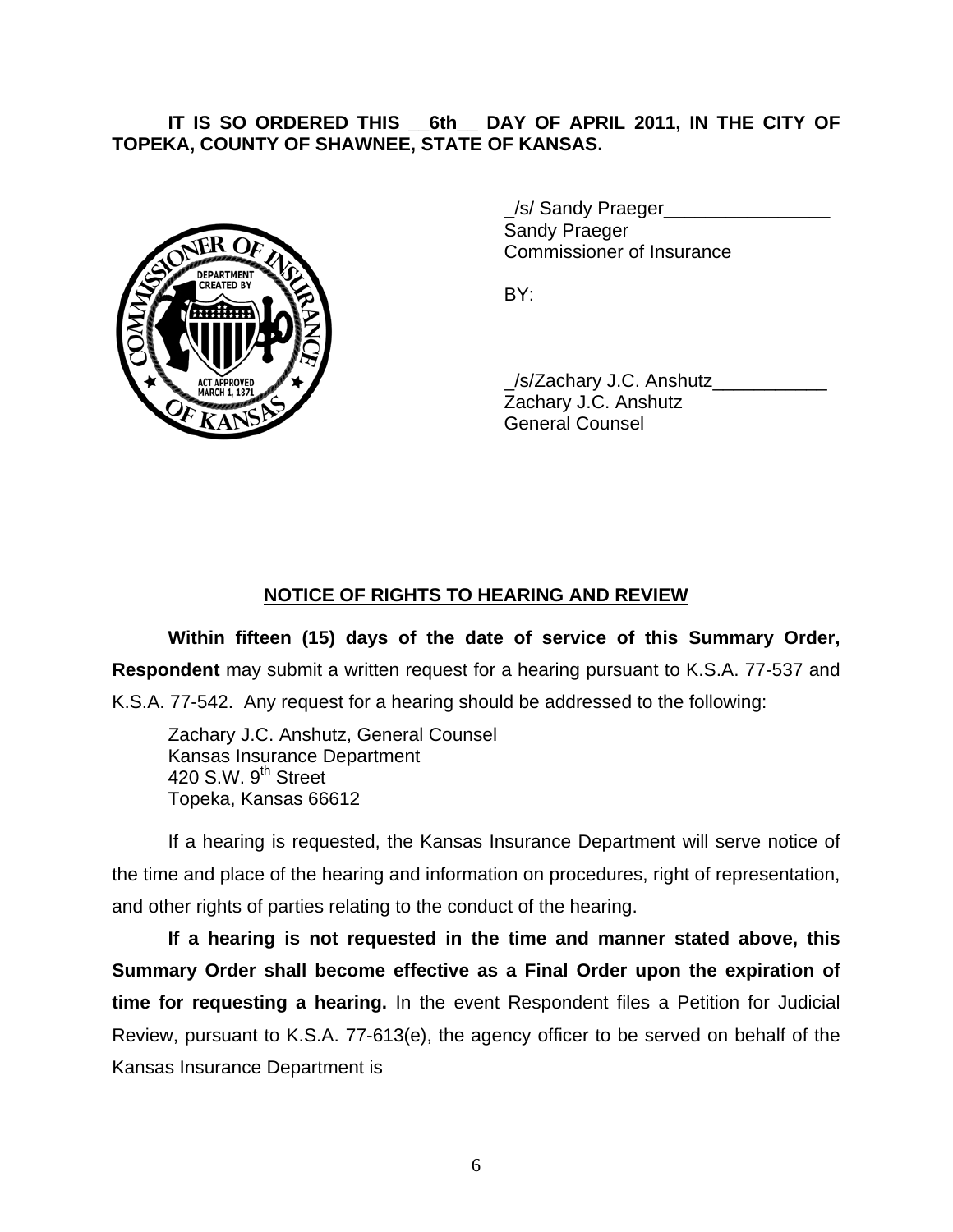**IT IS SO ORDERED THIS __6th__ DAY OF APRIL 2011, IN THE CITY OF TOPEKA, COUNTY OF SHAWNEE, STATE OF KANSAS.**

_/s/ Sandy Praeger________________
Sandy Praeger
Commissioner of Insurance

BY:

_/s/Zachary J.C. Anshutz___________
Zachary J.C. Anshutz
General Counsel

## NOTICE OF RIGHTS TO HEARING AND REVIEW

**Within fifteen (15) days of the date of service of this Summary Order, Respondent** may submit a written request for a hearing pursuant to K.S.A. 77-537 and K.S.A. 77-542. Any request for a hearing should be addressed to the following:

Zachary J.C. Anshutz, General Counsel
Kansas Insurance Department
420 S.W. 9th Street
Topeka, Kansas 66612

If a hearing is requested, the Kansas Insurance Department will serve notice of the time and place of the hearing and information on procedures, right of representation, and other rights of parties relating to the conduct of the hearing.

**If a hearing is not requested in the time and manner stated above, this Summary Order shall become effective as a Final Order upon the expiration of time for requesting a hearing.** In the event Respondent files a Petition for Judicial Review, pursuant to K.S.A. 77-613(e), the agency officer to be served on behalf of the Kansas Insurance Department is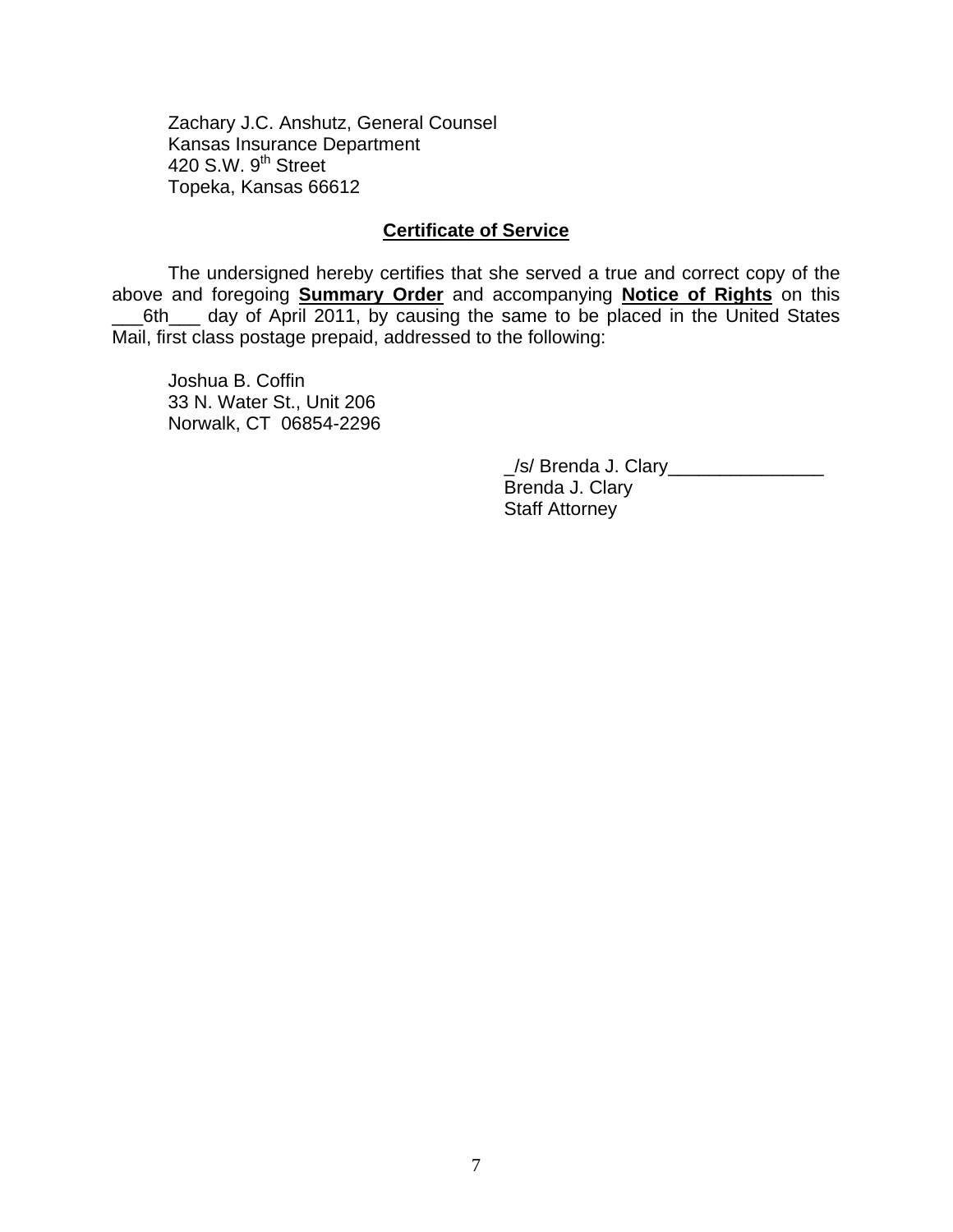Zachary J.C. Anshutz, General Counsel
Kansas Insurance Department
420 S.W. 9th Street
Topeka, Kansas 66612

**Certificate of Service**

The undersigned hereby certifies that she served a true and correct copy of the above and foregoing **Summary Order** and accompanying **Notice of Rights** on this ___6th___ day of April 2011, by causing the same to be placed in the United States Mail, first class postage prepaid, addressed to the following:

Joshua B. Coffin
33 N. Water St., Unit 206
Norwalk, CT 06854-2296

_/s/ Brenda J. Clary_______________
Brenda J. Clary
Staff Attorney